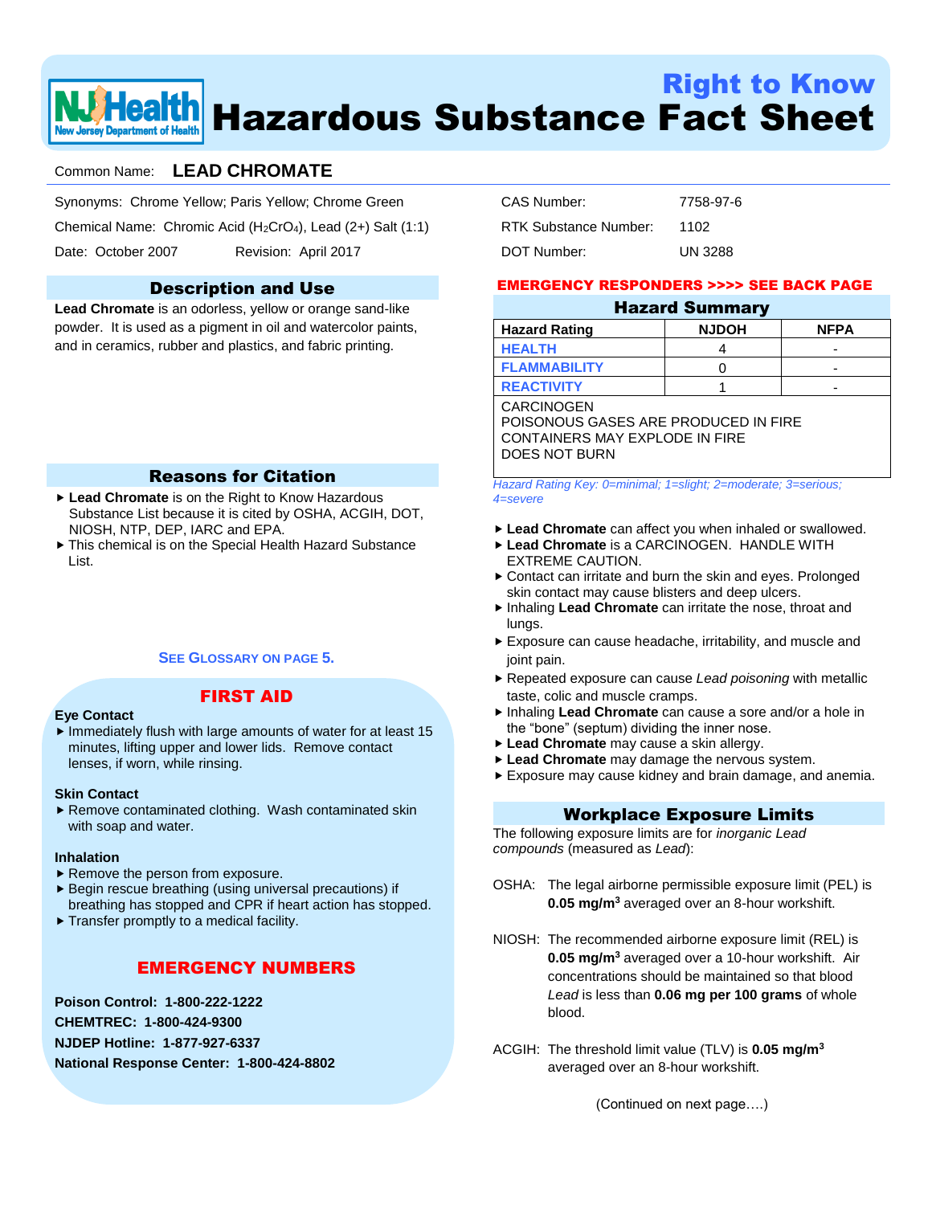# Right to Know
# Hazardous Substance Fact Sheet

**Common Name: LEAD CHROMATE**

Synonyms: Chrome Yellow; Paris Yellow; Chrome Green

Chemical Name: Chromic Acid ($H_2CrO_4$), Lead (2+) Salt (1:1)

Date: October 2007 Revision: April 2017

CAS Number: 7758-97-6

RTK Substance Number: 1102

DOT Number: UN 3288

## Description and Use

**Lead Chromate** is an odorless, yellow or orange sand-like powder. It is used as a pigment in oil and watercolor paints, and in ceramics, rubber and plastics, and fabric printing.

## Reasons for Citation

- **Lead Chromate** is on the Right to Know Hazardous Substance List because it is cited by OSHA, ACGIH, DOT, NIOSH, NTP, DEP, IARC and EPA.
- This chemical is on the Special Health Hazard Substance List.

**SEE GLOSSARY ON PAGE 5.**

## FIRST AID

**Eye Contact**

- Immediately flush with large amounts of water for at least 15 minutes, lifting upper and lower lids. Remove contact lenses, if worn, while rinsing.

**Skin Contact**

- Remove contaminated clothing. Wash contaminated skin with soap and water.

**Inhalation**

- Remove the person from exposure.
- Begin rescue breathing (using universal precautions) if breathing has stopped and CPR if heart action has stopped.
- Transfer promptly to a medical facility.

## EMERGENCY NUMBERS

**Poison Control: 1-800-222-1222**

**CHEMTREC: 1-800-424-9300**

**NJDEP Hotline: 1-877-927-6337**

**National Response Center: 1-800-424-8802**

**EMERGENCY RESPONDERS >>>> SEE BACK PAGE**

## Hazard Summary

| Hazard Rating | NJDOH | NFPA |
|---|---|---|
| HEALTH | 4 | - |
| FLAMMABILITY | 0 | - |
| REACTIVITY | 1 | - |

CARCINOGEN
POISONOUS GASES ARE PRODUCED IN FIRE
CONTAINERS MAY EXPLODE IN FIRE
DOES NOT BURN

*Hazard Rating Key: 0=minimal; 1=slight; 2=moderate; 3=serious; 4=severe*

- **Lead Chromate** can affect you when inhaled or swallowed.
- **Lead Chromate** is a CARCINOGEN. HANDLE WITH EXTREME CAUTION.
- Contact can irritate and burn the skin and eyes. Prolonged skin contact may cause blisters and deep ulcers.
- Inhaling **Lead Chromate** can irritate the nose, throat and lungs.
- Exposure can cause headache, irritability, and muscle and joint pain.
- Repeated exposure can cause *Lead poisoning* with metallic taste, colic and muscle cramps.
- Inhaling **Lead Chromate** can cause a sore and/or a hole in the "bone" (septum) dividing the inner nose.
- **Lead Chromate** may cause a skin allergy.
- **Lead Chromate** may damage the nervous system.
- Exposure may cause kidney and brain damage, and anemia.

## Workplace Exposure Limits

The following exposure limits are for *inorganic Lead compounds* (measured as *Lead*):

OSHA: The legal airborne permissible exposure limit (PEL) is **0.05 mg/m$^3$** averaged over an 8-hour workshift.

NIOSH: The recommended airborne exposure limit (REL) is **0.05 mg/m$^3$** averaged over a 10-hour workshift. Air concentrations should be maintained so that blood *Lead* is less than **0.06 mg per 100 grams** of whole blood.

ACGIH: The threshold limit value (TLV) is **0.05 mg/m$^3$** averaged over an 8-hour workshift.

(Continued on next page….)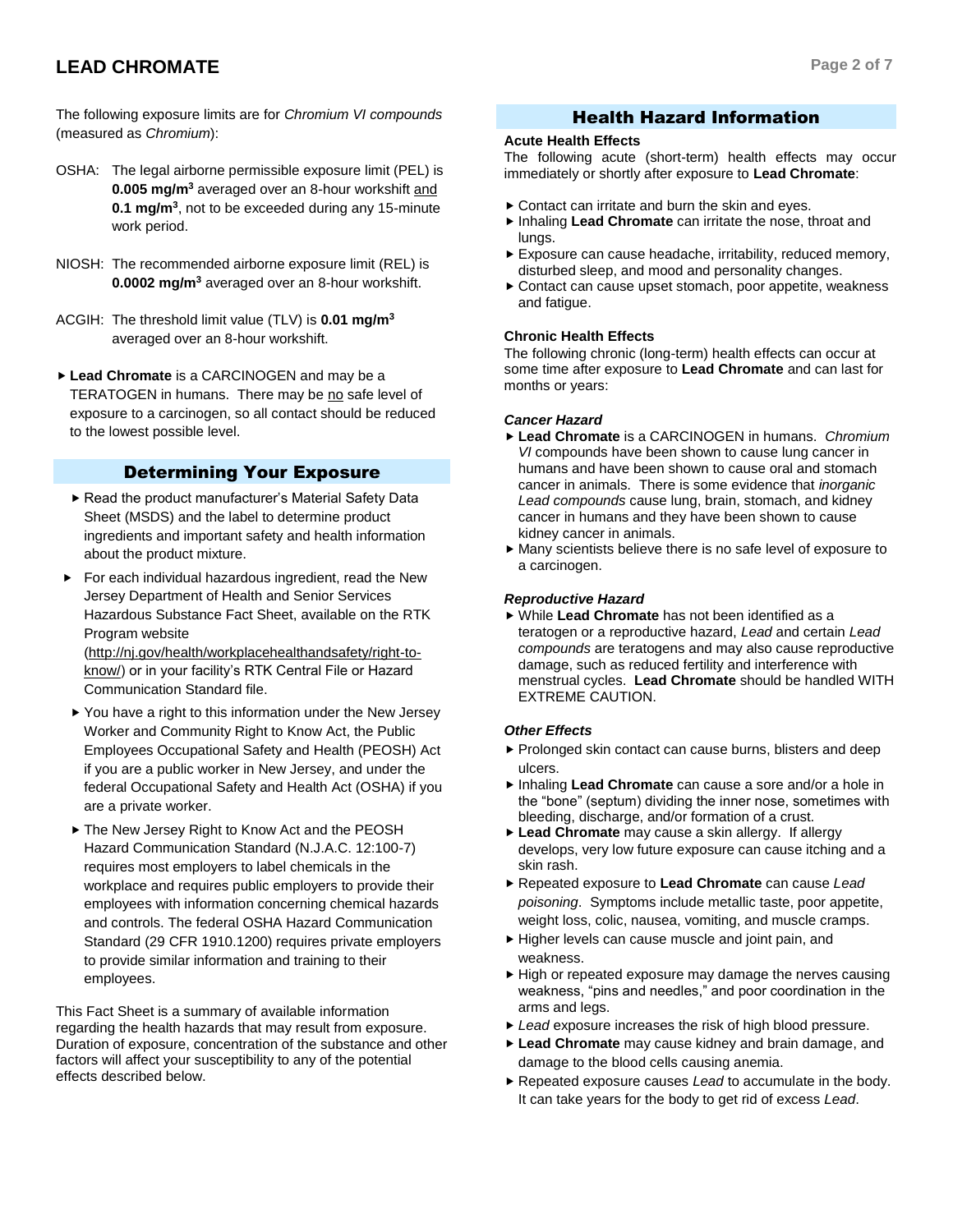The following exposure limits are for *Chromium VI compounds* (measured as *Chromium*):

OSHA: The legal airborne permissible exposure limit (PEL) is **0.005 mg/m$^3$** averaged over an 8-hour workshift and **0.1 mg/m$^3$**, not to be exceeded during any 15-minute work period.

NIOSH: The recommended airborne exposure limit (REL) is **0.0002 mg/m$^3$** averaged over an 8-hour workshift.

ACGIH: The threshold limit value (TLV) is **0.01 mg/m$^3$** averaged over an 8-hour workshift.

- **Lead Chromate** is a CARCINOGEN and may be a TERATOGEN in humans. There may be no safe level of exposure to a carcinogen, so all contact should be reduced to the lowest possible level.

## Determining Your Exposure

- Read the product manufacturer's Material Safety Data Sheet (MSDS) and the label to determine product ingredients and important safety and health information about the product mixture.
- For each individual hazardous ingredient, read the New Jersey Department of Health and Senior Services Hazardous Substance Fact Sheet, available on the RTK Program website (http://nj.gov/health/workplacehealthandsafety/right-to-know/) or in your facility's RTK Central File or Hazard Communication Standard file.
- You have a right to this information under the New Jersey Worker and Community Right to Know Act, the Public Employees Occupational Safety and Health (PEOSH) Act if you are a public worker in New Jersey, and under the federal Occupational Safety and Health Act (OSHA) if you are a private worker.
- The New Jersey Right to Know Act and the PEOSH Hazard Communication Standard (N.J.A.C. 12:100-7) requires most employers to label chemicals in the workplace and requires public employers to provide their employees with information concerning chemical hazards and controls. The federal OSHA Hazard Communication Standard (29 CFR 1910.1200) requires private employers to provide similar information and training to their employees.

This Fact Sheet is a summary of available information regarding the health hazards that may result from exposure. Duration of exposure, concentration of the substance and other factors will affect your susceptibility to any of the potential effects described below.

## Health Hazard Information

### Acute Health Effects

The following acute (short-term) health effects may occur immediately or shortly after exposure to **Lead Chromate**:

- Contact can irritate and burn the skin and eyes.
- Inhaling **Lead Chromate** can irritate the nose, throat and lungs.
- Exposure can cause headache, irritability, reduced memory, disturbed sleep, and mood and personality changes.
- Contact can cause upset stomach, poor appetite, weakness and fatigue.

### Chronic Health Effects

The following chronic (long-term) health effects can occur at some time after exposure to **Lead Chromate** and can last for months or years:

#### *Cancer Hazard*

- **Lead Chromate** is a CARCINOGEN in humans. *Chromium VI* compounds have been shown to cause lung cancer in humans and have been shown to cause oral and stomach cancer in animals. There is some evidence that *inorganic Lead compounds* cause lung, brain, stomach, and kidney cancer in humans and they have been shown to cause kidney cancer in animals.
- Many scientists believe there is no safe level of exposure to a carcinogen.

#### *Reproductive Hazard*

- While **Lead Chromate** has not been identified as a teratogen or a reproductive hazard, *Lead* and certain *Lead compounds* are teratogens and may also cause reproductive damage, such as reduced fertility and interference with menstrual cycles. **Lead Chromate** should be handled WITH EXTREME CAUTION.

#### *Other Effects*

- Prolonged skin contact can cause burns, blisters and deep ulcers.
- Inhaling **Lead Chromate** can cause a sore and/or a hole in the "bone" (septum) dividing the inner nose, sometimes with bleeding, discharge, and/or formation of a crust.
- **Lead Chromate** may cause a skin allergy. If allergy develops, very low future exposure can cause itching and a skin rash.
- Repeated exposure to **Lead Chromate** can cause *Lead poisoning*. Symptoms include metallic taste, poor appetite, weight loss, colic, nausea, vomiting, and muscle cramps.
- Higher levels can cause muscle and joint pain, and weakness.
- High or repeated exposure may damage the nerves causing weakness, "pins and needles," and poor coordination in the arms and legs.
- *Lead* exposure increases the risk of high blood pressure.
- **Lead Chromate** may cause kidney and brain damage, and damage to the blood cells causing anemia.
- Repeated exposure causes *Lead* to accumulate in the body. It can take years for the body to get rid of excess *Lead*.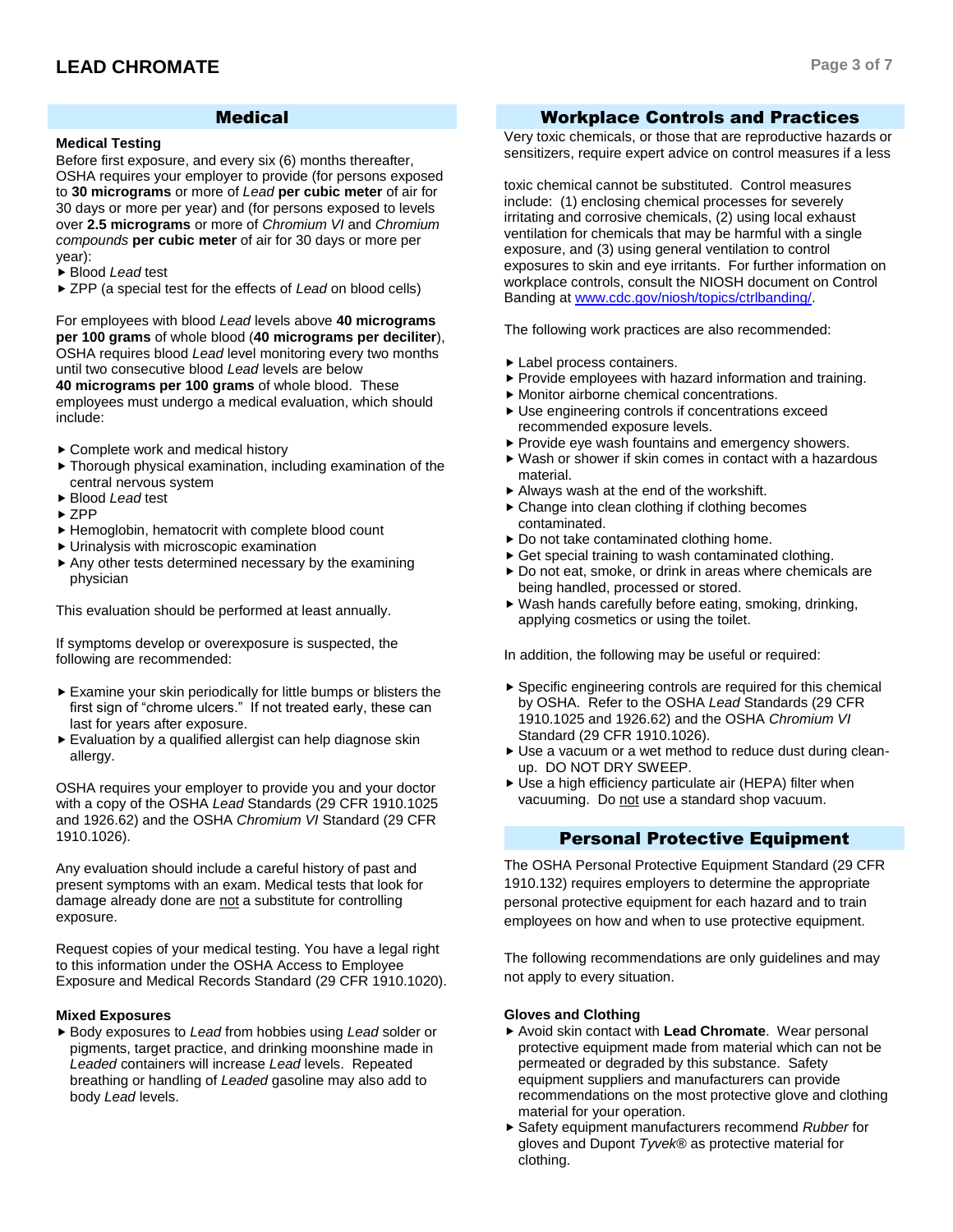# LEAD CHROMATE

## Medical

### Medical Testing

Before first exposure, and every six (6) months thereafter, OSHA requires your employer to provide (for persons exposed to **30 micrograms** or more of *Lead* **per cubic meter** of air for 30 days or more per year) and (for persons exposed to levels over **2.5 micrograms** or more of *Chromium VI* and *Chromium compounds* **per cubic meter** of air for 30 days or more per year):

- Blood *Lead* test
- ZPP (a special test for the effects of *Lead* on blood cells)

For employees with blood *Lead* levels above **40 micrograms per 100 grams** of whole blood (**40 micrograms per deciliter**), OSHA requires blood *Lead* level monitoring every two months until two consecutive blood *Lead* levels are below **40 micrograms per 100 grams** of whole blood. These employees must undergo a medical evaluation, which should include:

- Complete work and medical history
- Thorough physical examination, including examination of the central nervous system
- Blood *Lead* test
- ZPP
- Hemoglobin, hematocrit with complete blood count
- Urinalysis with microscopic examination
- Any other tests determined necessary by the examining physician

This evaluation should be performed at least annually.

If symptoms develop or overexposure is suspected, the following are recommended:

- Examine your skin periodically for little bumps or blisters the first sign of "chrome ulcers." If not treated early, these can last for years after exposure.
- Evaluation by a qualified allergist can help diagnose skin allergy.

OSHA requires your employer to provide you and your doctor with a copy of the OSHA *Lead* Standards (29 CFR 1910.1025 and 1926.62) and the OSHA *Chromium VI* Standard (29 CFR 1910.1026).

Any evaluation should include a careful history of past and present symptoms with an exam. Medical tests that look for damage already done are not a substitute for controlling exposure.

Request copies of your medical testing. You have a legal right to this information under the OSHA Access to Employee Exposure and Medical Records Standard (29 CFR 1910.1020).

### Mixed Exposures

- Body exposures to *Lead* from hobbies using *Lead* solder or pigments, target practice, and drinking moonshine made in *Leaded* containers will increase *Lead* levels. Repeated breathing or handling of *Leaded* gasoline may also add to body *Lead* levels.

## Workplace Controls and Practices

Very toxic chemicals, or those that are reproductive hazards or sensitizers, require expert advice on control measures if a less toxic chemical cannot be substituted. Control measures include: (1) enclosing chemical processes for severely irritating and corrosive chemicals, (2) using local exhaust ventilation for chemicals that may be harmful with a single exposure, and (3) using general ventilation to control exposures to skin and eye irritants. For further information on workplace controls, consult the NIOSH document on Control Banding at www.cdc.gov/niosh/topics/ctrlbanding/.

The following work practices are also recommended:

- Label process containers.
- Provide employees with hazard information and training.
- Monitor airborne chemical concentrations.
- Use engineering controls if concentrations exceed recommended exposure levels.
- Provide eye wash fountains and emergency showers.
- Wash or shower if skin comes in contact with a hazardous material.
- Always wash at the end of the workshift.
- Change into clean clothing if clothing becomes contaminated.
- Do not take contaminated clothing home.
- Get special training to wash contaminated clothing.
- Do not eat, smoke, or drink in areas where chemicals are being handled, processed or stored.
- Wash hands carefully before eating, smoking, drinking, applying cosmetics or using the toilet.

In addition, the following may be useful or required:

- Specific engineering controls are required for this chemical by OSHA. Refer to the OSHA *Lead* Standards (29 CFR 1910.1025 and 1926.62) and the OSHA *Chromium VI* Standard (29 CFR 1910.1026).
- Use a vacuum or a wet method to reduce dust during clean-up. DO NOT DRY SWEEP.
- Use a high efficiency particulate air (HEPA) filter when vacuuming. Do not use a standard shop vacuum.

## Personal Protective Equipment

The OSHA Personal Protective Equipment Standard (29 CFR 1910.132) requires employers to determine the appropriate personal protective equipment for each hazard and to train employees on how and when to use protective equipment.

The following recommendations are only guidelines and may not apply to every situation.

### Gloves and Clothing

- Avoid skin contact with **Lead Chromate**. Wear personal protective equipment made from material which can not be permeated or degraded by this substance. Safety equipment suppliers and manufacturers can provide recommendations on the most protective glove and clothing material for your operation.
- Safety equipment manufacturers recommend *Rubber* for gloves and Dupont *Tyvek*® as protective material for clothing.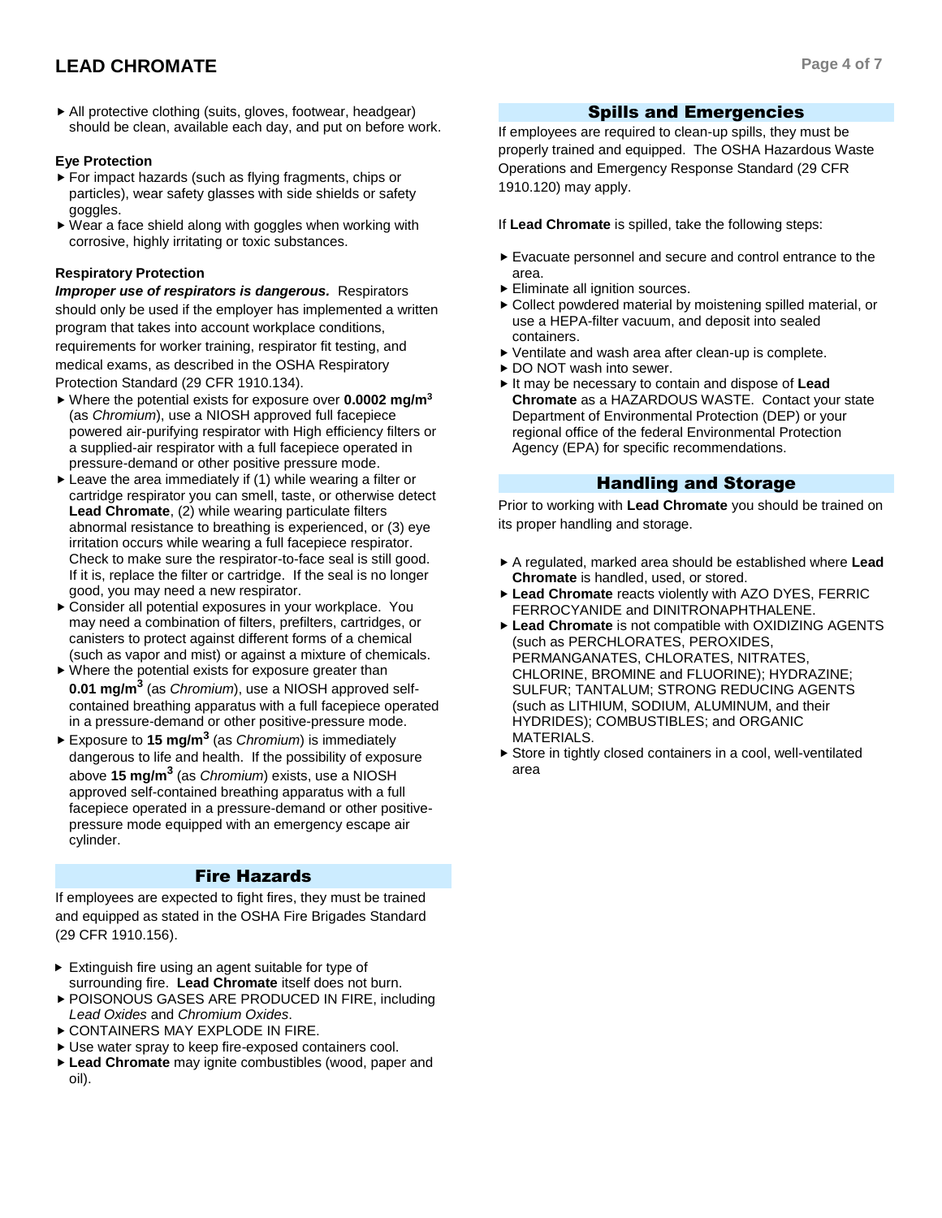- All protective clothing (suits, gloves, footwear, headgear) should be clean, available each day, and put on before work.

**Eye Protection**

- For impact hazards (such as flying fragments, chips or particles), wear safety glasses with side shields or safety goggles.
- Wear a face shield along with goggles when working with corrosive, highly irritating or toxic substances.

**Respiratory Protection**

***Improper use of respirators is dangerous.*** Respirators should only be used if the employer has implemented a written program that takes into account workplace conditions, requirements for worker training, respirator fit testing, and medical exams, as described in the OSHA Respiratory Protection Standard (29 CFR 1910.134).

- Where the potential exists for exposure over **0.0002 mg/m$^3$** (as *Chromium*), use a NIOSH approved full facepiece powered air-purifying respirator with High efficiency filters or a supplied-air respirator with a full facepiece operated in pressure-demand or other positive pressure mode.
- Leave the area immediately if (1) while wearing a filter or cartridge respirator you can smell, taste, or otherwise detect **Lead Chromate**, (2) while wearing particulate filters abnormal resistance to breathing is experienced, or (3) eye irritation occurs while wearing a full facepiece respirator. Check to make sure the respirator-to-face seal is still good. If it is, replace the filter or cartridge. If the seal is no longer good, you may need a new respirator.
- Consider all potential exposures in your workplace. You may need a combination of filters, prefilters, cartridges, or canisters to protect against different forms of a chemical (such as vapor and mist) or against a mixture of chemicals.
- Where the potential exists for exposure greater than **0.01 mg/m$^3$** (as *Chromium*), use a NIOSH approved self-contained breathing apparatus with a full facepiece operated in a pressure-demand or other positive-pressure mode.
- Exposure to **15 mg/m$^3$** (as *Chromium*) is immediately dangerous to life and health. If the possibility of exposure above **15 mg/m$^3$** (as *Chromium*) exists, use a NIOSH approved self-contained breathing apparatus with a full facepiece operated in a pressure-demand or other positive-pressure mode equipped with an emergency escape air cylinder.

## Fire Hazards

If employees are expected to fight fires, they must be trained and equipped as stated in the OSHA Fire Brigades Standard (29 CFR 1910.156).

- Extinguish fire using an agent suitable for type of surrounding fire. **Lead Chromate** itself does not burn.
- POISONOUS GASES ARE PRODUCED IN FIRE, including *Lead Oxides* and *Chromium Oxides*.
- CONTAINERS MAY EXPLODE IN FIRE.
- Use water spray to keep fire-exposed containers cool.
- **Lead Chromate** may ignite combustibles (wood, paper and oil).

## Spills and Emergencies

If employees are required to clean-up spills, they must be properly trained and equipped. The OSHA Hazardous Waste Operations and Emergency Response Standard (29 CFR 1910.120) may apply.

If **Lead Chromate** is spilled, take the following steps:

- Evacuate personnel and secure and control entrance to the area.
- Eliminate all ignition sources.
- Collect powdered material by moistening spilled material, or use a HEPA-filter vacuum, and deposit into sealed containers.
- Ventilate and wash area after clean-up is complete.
- DO NOT wash into sewer.
- It may be necessary to contain and dispose of **Lead Chromate** as a HAZARDOUS WASTE. Contact your state Department of Environmental Protection (DEP) or your regional office of the federal Environmental Protection Agency (EPA) for specific recommendations.

## Handling and Storage

Prior to working with **Lead Chromate** you should be trained on its proper handling and storage.

- A regulated, marked area should be established where **Lead Chromate** is handled, used, or stored.
- **Lead Chromate** reacts violently with AZO DYES, FERRIC FERROCYANIDE and DINITRONAPHTHALENE.
- **Lead Chromate** is not compatible with OXIDIZING AGENTS (such as PERCHLORATES, PEROXIDES, PERMANGANATES, CHLORATES, NITRATES, CHLORINE, BROMINE and FLUORINE); HYDRAZINE; SULFUR; TANTALUM; STRONG REDUCING AGENTS (such as LITHIUM, SODIUM, ALUMINUM, and their HYDRIDES); COMBUSTIBLES; and ORGANIC MATERIALS.
- Store in tightly closed containers in a cool, well-ventilated area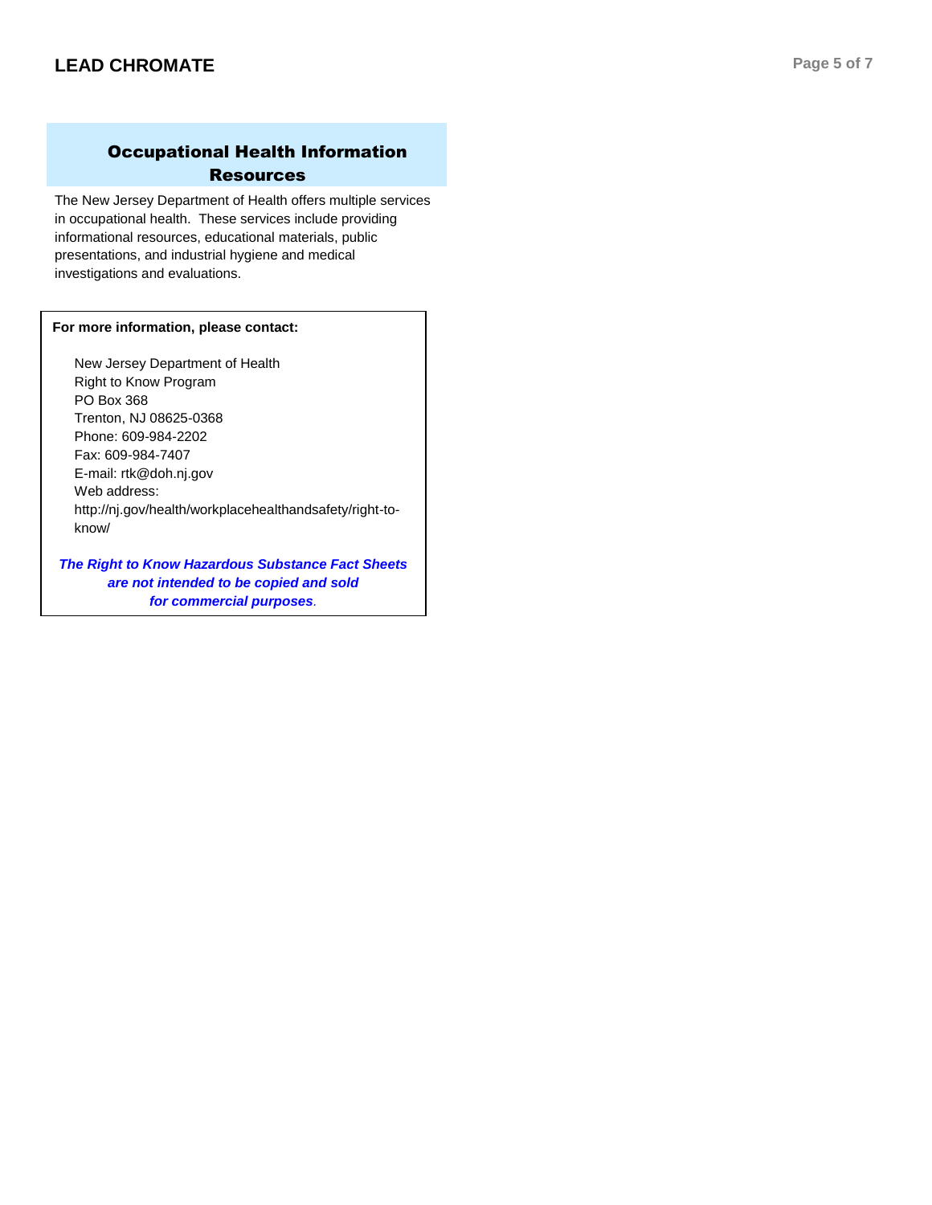## Occupational Health Information Resources

The New Jersey Department of Health offers multiple services in occupational health. These services include providing informational resources, educational materials, public presentations, and industrial hygiene and medical investigations and evaluations.

**For more information, please contact:**

New Jersey Department of Health
Right to Know Program
PO Box 368
Trenton, NJ 08625-0368
Phone: 609-984-2202
Fax: 609-984-7407
E-mail: rtk@doh.nj.gov
Web address:
http://nj.gov/health/workplacehealthandsafety/right-to-know/

***The Right to Know Hazardous Substance Fact Sheets are not intended to be copied and sold for commercial purposes.***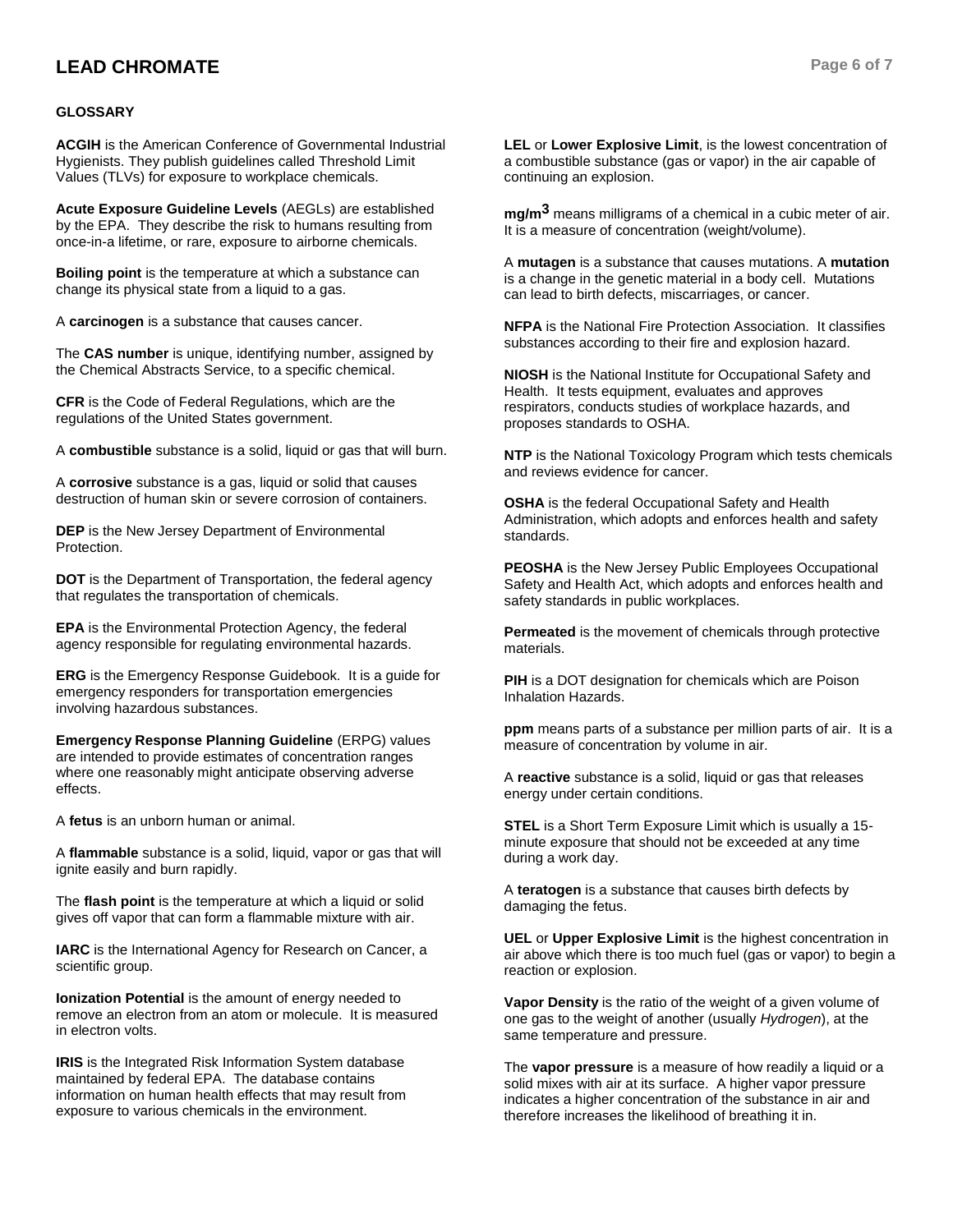## GLOSSARY

**ACGIH** is the American Conference of Governmental Industrial Hygienists. They publish guidelines called Threshold Limit Values (TLVs) for exposure to workplace chemicals.

**Acute Exposure Guideline Levels** (AEGLs) are established by the EPA. They describe the risk to humans resulting from once-in-a lifetime, or rare, exposure to airborne chemicals.

**Boiling point** is the temperature at which a substance can change its physical state from a liquid to a gas.

A **carcinogen** is a substance that causes cancer.

The **CAS number** is unique, identifying number, assigned by the Chemical Abstracts Service, to a specific chemical.

**CFR** is the Code of Federal Regulations, which are the regulations of the United States government.

A **combustible** substance is a solid, liquid or gas that will burn.

A **corrosive** substance is a gas, liquid or solid that causes destruction of human skin or severe corrosion of containers.

**DEP** is the New Jersey Department of Environmental Protection.

**DOT** is the Department of Transportation, the federal agency that regulates the transportation of chemicals.

**EPA** is the Environmental Protection Agency, the federal agency responsible for regulating environmental hazards.

**ERG** is the Emergency Response Guidebook. It is a guide for emergency responders for transportation emergencies involving hazardous substances.

**Emergency Response Planning Guideline** (ERPG) values are intended to provide estimates of concentration ranges where one reasonably might anticipate observing adverse effects.

A **fetus** is an unborn human or animal.

A **flammable** substance is a solid, liquid, vapor or gas that will ignite easily and burn rapidly.

The **flash point** is the temperature at which a liquid or solid gives off vapor that can form a flammable mixture with air.

**IARC** is the International Agency for Research on Cancer, a scientific group.

**Ionization Potential** is the amount of energy needed to remove an electron from an atom or molecule. It is measured in electron volts.

**IRIS** is the Integrated Risk Information System database maintained by federal EPA. The database contains information on human health effects that may result from exposure to various chemicals in the environment.

**LEL** or **Lower Explosive Limit**, is the lowest concentration of a combustible substance (gas or vapor) in the air capable of continuing an explosion.

**$mg/m^3$** means milligrams of a chemical in a cubic meter of air. It is a measure of concentration (weight/volume).

A **mutagen** is a substance that causes mutations. A **mutation** is a change in the genetic material in a body cell. Mutations can lead to birth defects, miscarriages, or cancer.

**NFPA** is the National Fire Protection Association. It classifies substances according to their fire and explosion hazard.

**NIOSH** is the National Institute for Occupational Safety and Health. It tests equipment, evaluates and approves respirators, conducts studies of workplace hazards, and proposes standards to OSHA.

**NTP** is the National Toxicology Program which tests chemicals and reviews evidence for cancer.

**OSHA** is the federal Occupational Safety and Health Administration, which adopts and enforces health and safety standards.

**PEOSHA** is the New Jersey Public Employees Occupational Safety and Health Act, which adopts and enforces health and safety standards in public workplaces.

**Permeated** is the movement of chemicals through protective materials.

**PIH** is a DOT designation for chemicals which are Poison Inhalation Hazards.

**ppm** means parts of a substance per million parts of air. It is a measure of concentration by volume in air.

A **reactive** substance is a solid, liquid or gas that releases energy under certain conditions.

**STEL** is a Short Term Exposure Limit which is usually a 15-minute exposure that should not be exceeded at any time during a work day.

A **teratogen** is a substance that causes birth defects by damaging the fetus.

**UEL** or **Upper Explosive Limit** is the highest concentration in air above which there is too much fuel (gas or vapor) to begin a reaction or explosion.

**Vapor Density** is the ratio of the weight of a given volume of one gas to the weight of another (usually *Hydrogen*), at the same temperature and pressure.

The **vapor pressure** is a measure of how readily a liquid or a solid mixes with air at its surface. A higher vapor pressure indicates a higher concentration of the substance in air and therefore increases the likelihood of breathing it in.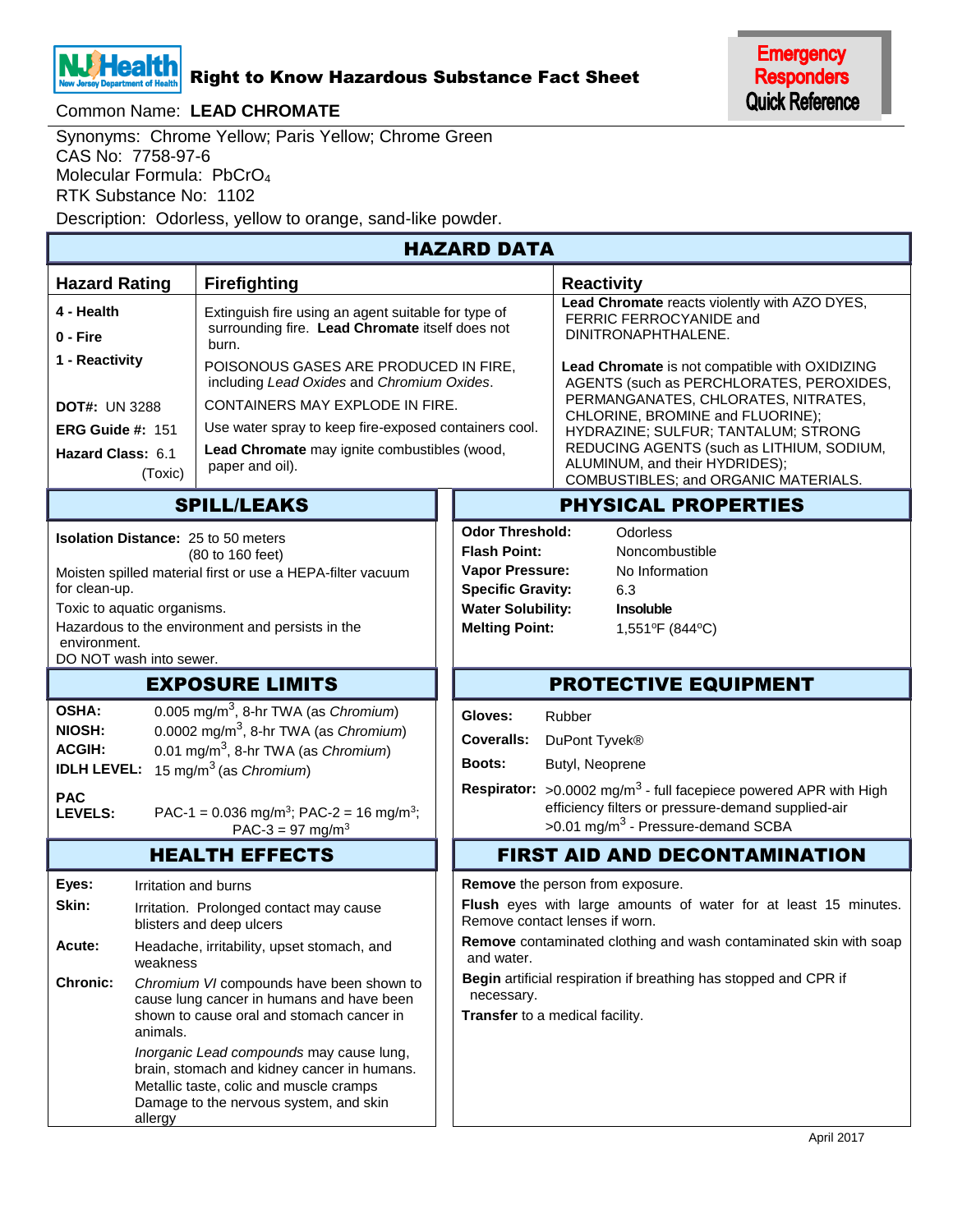**Right to Know Hazardous Substance Fact Sheet**

**Emergency Responders Quick Reference**

Common Name: **LEAD CHROMATE**

Synonyms: Chrome Yellow; Paris Yellow; Chrome Green
CAS No: 7758-97-6
Molecular Formula: $PbCrO_4$
RTK Substance No: 1102
Description: Odorless, yellow to orange, sand-like powder.

## HAZARD DATA

| Hazard Rating | Firefighting | Reactivity |
|---|---|---|
| **4 - Health**<br>**0 - Fire**<br>**1 - Reactivity**<br><br>**DOT#:** UN 3288<br>**ERG Guide #:** 151<br>**Hazard Class:** 6.1 (Toxic) | Extinguish fire using an agent suitable for type of surrounding fire. **Lead Chromate** itself does not burn.<br>POISONOUS GASES ARE PRODUCED IN FIRE, including *Lead Oxides* and *Chromium Oxides*.<br>CONTAINERS MAY EXPLODE IN FIRE.<br>Use water spray to keep fire-exposed containers cool.<br>**Lead Chromate** may ignite combustibles (wood, paper and oil). | **Lead Chromate** reacts violently with AZO DYES, FERRIC FERROCYANIDE and DINITRONAPHTHALENE.<br><br>**Lead Chromate** is not compatible with OXIDIZING AGENTS (such as PERCHLORATES, PEROXIDES, PERMANGANATES, CHLORATES, NITRATES, CHLORINE, BROMINE and FLUORINE); HYDRAZINE; SULFUR; TANTALUM; STRONG REDUCING AGENTS (such as LITHIUM, SODIUM, ALUMINUM, and their HYDRIDES); COMBUSTIBLES; and ORGANIC MATERIALS. |

## SPILL/LEAKS

**Isolation Distance:** 25 to 50 meters (80 to 160 feet)

Moisten spilled material first or use a HEPA-filter vacuum for clean-up.

Toxic to aquatic organisms.

Hazardous to the environment and persists in the environment.

DO NOT wash into sewer.

## PHYSICAL PROPERTIES

| | |
|---|---|
| **Odor Threshold:** | Odorless |
| **Flash Point:** | Noncombustible |
| **Vapor Pressure:** | No Information |
| **Specific Gravity:** | 6.3 |
| **Water Solubility:** | **Insoluble** |
| **Melting Point:** | 1,551ºF (844ºC) |

## EXPOSURE LIMITS

| | |
|---|---|
| **OSHA:** | 0.005 mg/m$^3$, 8-hr TWA (as *Chromium*) |
| **NIOSH:** | 0.0002 mg/m$^3$, 8-hr TWA (as *Chromium*) |
| **ACGIH:** | 0.01 mg/m$^3$, 8-hr TWA (as *Chromium*) |
| **IDLH LEVEL:** | 15 mg/m$^3$ (as *Chromium*) |
| **PAC LEVELS:** | PAC-1 = 0.036 mg/m$^3$; PAC-2 = 16 mg/m$^3$; PAC-3 = 97 mg/m$^3$ |

## PROTECTIVE EQUIPMENT

| | |
|---|---|
| **Gloves:** | Rubber |
| **Coveralls:** | DuPont Tyvek® |
| **Boots:** | Butyl, Neoprene |
| **Respirator:** | >0.0002 mg/m$^3$ - full facepiece powered APR with High efficiency filters or pressure-demand supplied-air<br>>0.01 mg/m$^3$ - Pressure-demand SCBA |

## HEALTH EFFECTS

| | |
|---|---|
| **Eyes:** | Irritation and burns |
| **Skin:** | Irritation. Prolonged contact may cause blisters and deep ulcers |
| **Acute:** | Headache, irritability, upset stomach, and weakness |
| **Chronic:** | *Chromium VI* compounds have been shown to cause lung cancer in humans and have been shown to cause oral and stomach cancer in animals.<br>*Inorganic Lead compounds* may cause lung, brain, stomach and kidney cancer in humans. Metallic taste, colic and muscle cramps Damage to the nervous system, and skin allergy |

## FIRST AID AND DECONTAMINATION

**Remove** the person from exposure.

**Flush** eyes with large amounts of water for at least 15 minutes. Remove contact lenses if worn.

**Remove** contaminated clothing and wash contaminated skin with soap and water.

**Begin** artificial respiration if breathing has stopped and CPR if necessary.

**Transfer** to a medical facility.

April 2017